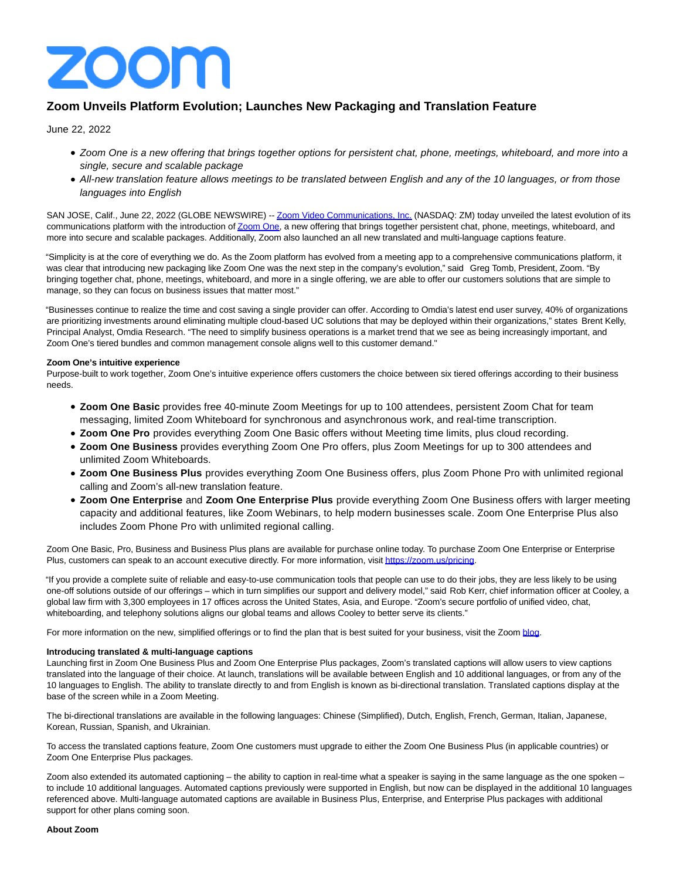# Zoom Unveils Platform Evolution; Launches New Packaging and Translation Feature

June 22, 2022

- *Zoom One is a new offering that brings together options for persistent chat, phone, meetings, whiteboard, and more into a single, secure and scalable package*
- *All-new translation feature allows meetings to be translated between English and any of the 10 languages, or from those languages into English*

SAN JOSE, Calif., June 22, 2022 (GLOBE NEWSWIRE) -- [Zoom Video Communications, Inc.](Zoom Video Communications, Inc.) (NASDAQ: ZM) today unveiled the latest evolution of its communications platform with the introduction of [Zoom One](Zoom One), a new offering that brings together persistent chat, phone, meetings, whiteboard, and more into secure and scalable packages. Additionally, Zoom also launched an all new translated and multi-language captions feature.

"Simplicity is at the core of everything we do. As the Zoom platform has evolved from a meeting app to a comprehensive communications platform, it was clear that introducing new packaging like Zoom One was the next step in the company's evolution," said Greg Tomb, President, Zoom. "By bringing together chat, phone, meetings, whiteboard, and more in a single offering, we are able to offer our customers solutions that are simple to manage, so they can focus on business issues that matter most."

"Businesses continue to realize the time and cost saving a single provider can offer. According to Omdia's latest end user survey, 40% of organizations are prioritizing investments around eliminating multiple cloud-based UC solutions that may be deployed within their organizations," states Brent Kelly, Principal Analyst, Omdia Research. "The need to simplify business operations is a market trend that we see as being increasingly important, and Zoom One's tiered bundles and common management console aligns well to this customer demand."

**Zoom One's intuitive experience**
Purpose-built to work together, Zoom One's intuitive experience offers customers the choice between six tiered offerings according to their business needs.

- **Zoom One Basic** provides free 40-minute Zoom Meetings for up to 100 attendees, persistent Zoom Chat for team messaging, limited Zoom Whiteboard for synchronous and asynchronous work, and real-time transcription.
- **Zoom One Pro** provides everything Zoom One Basic offers without Meeting time limits, plus cloud recording.
- **Zoom One Business** provides everything Zoom One Pro offers, plus Zoom Meetings for up to 300 attendees and unlimited Zoom Whiteboards.
- **Zoom One Business Plus** provides everything Zoom One Business offers, plus Zoom Phone Pro with unlimited regional calling and Zoom's all-new translation feature.
- **Zoom One Enterprise** and **Zoom One Enterprise Plus** provide everything Zoom One Business offers with larger meeting capacity and additional features, like Zoom Webinars, to help modern businesses scale. Zoom One Enterprise Plus also includes Zoom Phone Pro with unlimited regional calling.

Zoom One Basic, Pro, Business and Business Plus plans are available for purchase online today. To purchase Zoom One Enterprise or Enterprise Plus, customers can speak to an account executive directly. For more information, visit [https://zoom.us/pricing](https://zoom.us/pricing).

"If you provide a complete suite of reliable and easy-to-use communication tools that people can use to do their jobs, they are less likely to be using one-off solutions outside of our offerings – which in turn simplifies our support and delivery model," said Rob Kerr, chief information officer at Cooley, a global law firm with 3,300 employees in 17 offices across the United States, Asia, and Europe. "Zoom's secure portfolio of unified video, chat, whiteboarding, and telephony solutions aligns our global teams and allows Cooley to better serve its clients."

For more information on the new, simplified offerings or to find the plan that is best suited for your business, visit the Zoom [blog](blog).

**Introducing translated & multi-language captions**
Launching first in Zoom One Business Plus and Zoom One Enterprise Plus packages, Zoom's translated captions will allow users to view captions translated into the language of their choice. At launch, translations will be available between English and 10 additional languages, or from any of the 10 languages to English. The ability to translate directly to and from English is known as bi-directional translation. Translated captions display at the base of the screen while in a Zoom Meeting.

The bi-directional translations are available in the following languages: Chinese (Simplified), Dutch, English, French, German, Italian, Japanese, Korean, Russian, Spanish, and Ukrainian.

To access the translated captions feature, Zoom One customers must upgrade to either the Zoom One Business Plus (in applicable countries) or Zoom One Enterprise Plus packages.

Zoom also extended its automated captioning – the ability to caption in real-time what a speaker is saying in the same language as the one spoken – to include 10 additional languages. Automated captions previously were supported in English, but now can be displayed in the additional 10 languages referenced above. Multi-language automated captions are available in Business Plus, Enterprise, and Enterprise Plus packages with additional support for other plans coming soon.

**About Zoom**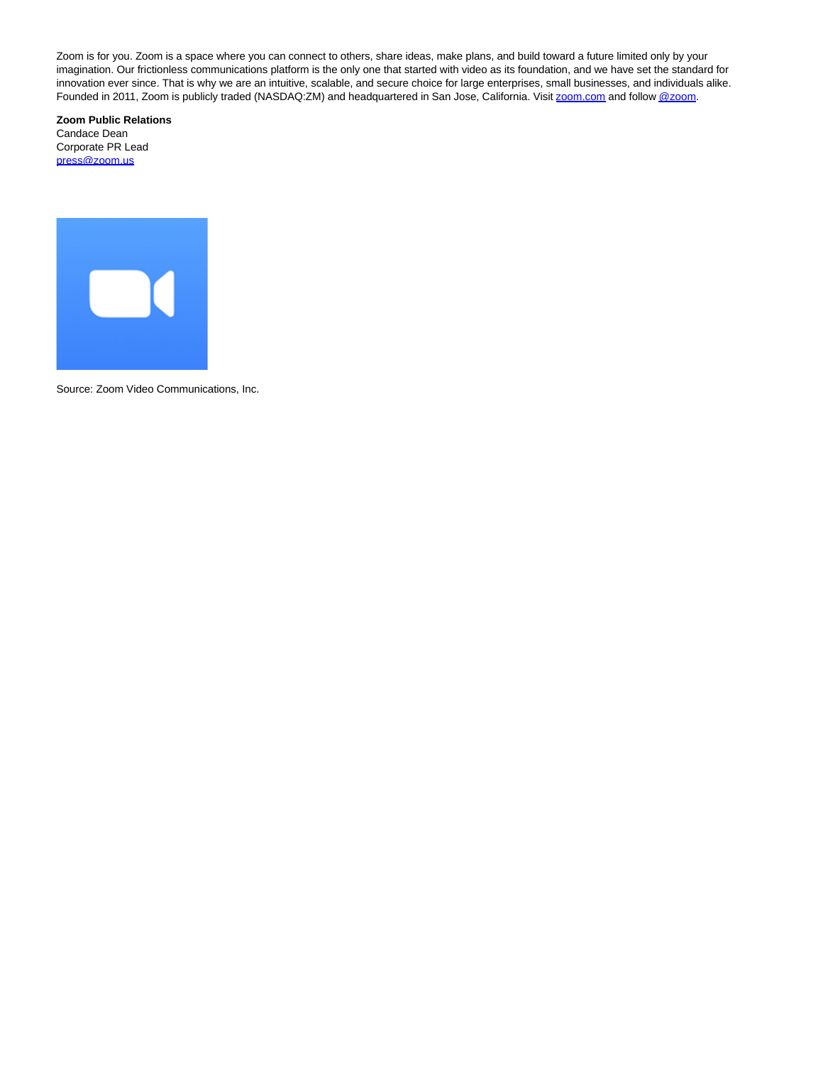Zoom is for you. Zoom is a space where you can connect to others, share ideas, make plans, and build toward a future limited only by your imagination. Our frictionless communications platform is the only one that started with video as its foundation, and we have set the standard for innovation ever since. That is why we are an intuitive, scalable, and secure choice for large enterprises, small businesses, and individuals alike. Founded in 2011, Zoom is publicly traded (NASDAQ:ZM) and headquartered in San Jose, California. Visit zoom.com and follow @zoom.

**Zoom Public Relations**
Candace Dean
Corporate PR Lead
press@zoom.us

Source: Zoom Video Communications, Inc.